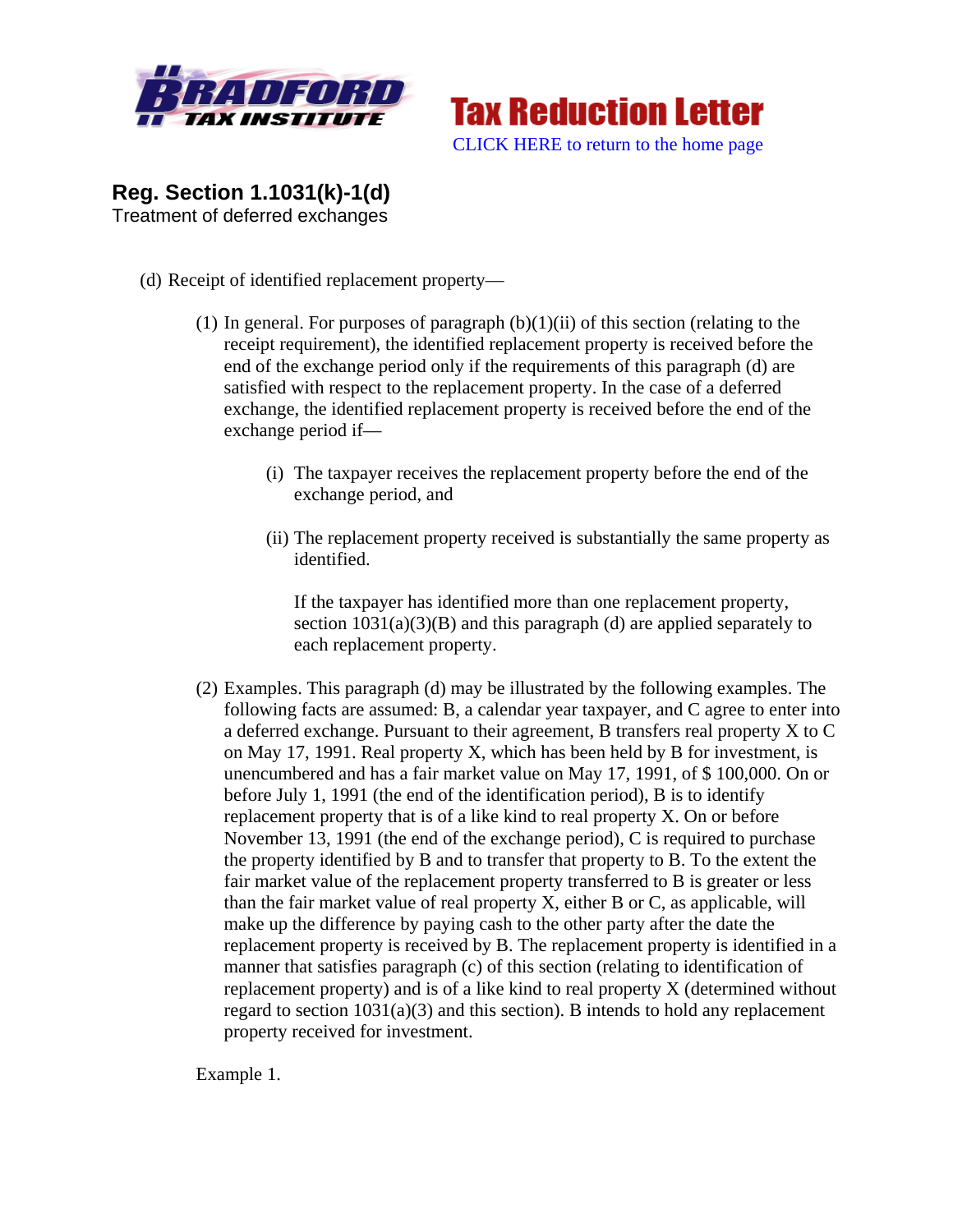Bradford Tax Institute — Tax Reduction Letter

CLICK HERE to return to the home page

## Reg. Section 1.1031(k)-1(d)

Treatment of deferred exchanges

(d) Receipt of identified replacement property—

(1) In general. For purposes of paragraph (b)(1)(ii) of this section (relating to the receipt requirement), the identified replacement property is received before the end of the exchange period only if the requirements of this paragraph (d) are satisfied with respect to the replacement property. In the case of a deferred exchange, the identified replacement property is received before the end of the exchange period if—

(i) The taxpayer receives the replacement property before the end of the exchange period, and

(ii) The replacement property received is substantially the same property as identified.

If the taxpayer has identified more than one replacement property, section 1031(a)(3)(B) and this paragraph (d) are applied separately to each replacement property.

(2) Examples. This paragraph (d) may be illustrated by the following examples. The following facts are assumed: B, a calendar year taxpayer, and C agree to enter into a deferred exchange. Pursuant to their agreement, B transfers real property X to C on May 17, 1991. Real property X, which has been held by B for investment, is unencumbered and has a fair market value on May 17, 1991, of $ 100,000. On or before July 1, 1991 (the end of the identification period), B is to identify replacement property that is of a like kind to real property X. On or before November 13, 1991 (the end of the exchange period), C is required to purchase the property identified by B and to transfer that property to B. To the extent the fair market value of the replacement property transferred to B is greater or less than the fair market value of real property X, either B or C, as applicable, will make up the difference by paying cash to the other party after the date the replacement property is received by B. The replacement property is identified in a manner that satisfies paragraph (c) of this section (relating to identification of replacement property) and is of a like kind to real property X (determined without regard to section 1031(a)(3) and this section). B intends to hold any replacement property received for investment.

Example 1.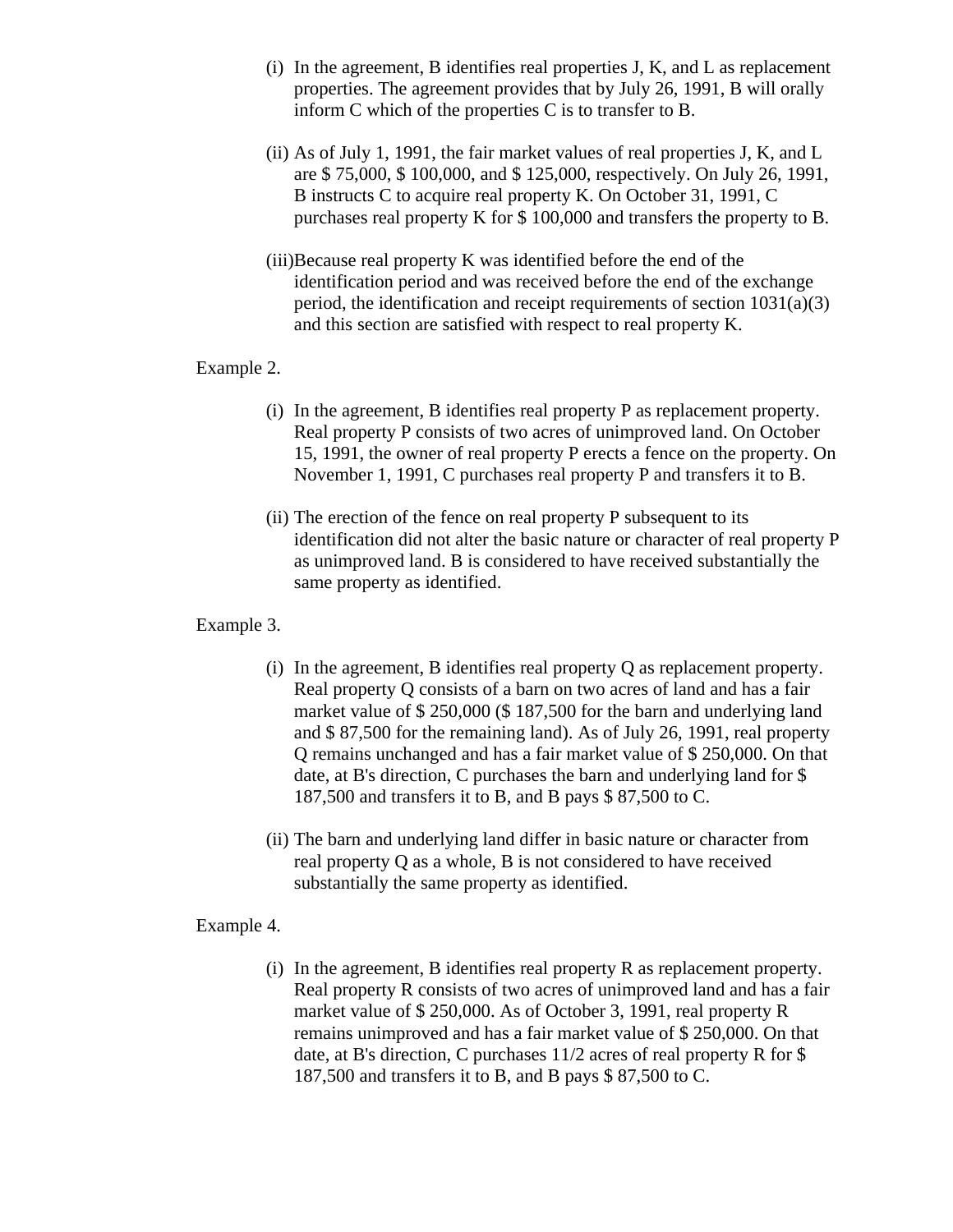(i) In the agreement, B identifies real properties J, K, and L as replacement properties. The agreement provides that by July 26, 1991, B will orally inform C which of the properties C is to transfer to B.

(ii) As of July 1, 1991, the fair market values of real properties J, K, and L are $ 75,000, $ 100,000, and $ 125,000, respectively. On July 26, 1991, B instructs C to acquire real property K. On October 31, 1991, C purchases real property K for $ 100,000 and transfers the property to B.

(iii)Because real property K was identified before the end of the identification period and was received before the end of the exchange period, the identification and receipt requirements of section 1031(a)(3) and this section are satisfied with respect to real property K.

Example 2.

(i) In the agreement, B identifies real property P as replacement property. Real property P consists of two acres of unimproved land. On October 15, 1991, the owner of real property P erects a fence on the property. On November 1, 1991, C purchases real property P and transfers it to B.

(ii) The erection of the fence on real property P subsequent to its identification did not alter the basic nature or character of real property P as unimproved land. B is considered to have received substantially the same property as identified.

Example 3.

(i) In the agreement, B identifies real property Q as replacement property. Real property Q consists of a barn on two acres of land and has a fair market value of $ 250,000 ($ 187,500 for the barn and underlying land and $ 87,500 for the remaining land). As of July 26, 1991, real property Q remains unchanged and has a fair market value of $ 250,000. On that date, at B's direction, C purchases the barn and underlying land for $ 187,500 and transfers it to B, and B pays $ 87,500 to C.

(ii) The barn and underlying land differ in basic nature or character from real property Q as a whole, B is not considered to have received substantially the same property as identified.

Example 4.

(i) In the agreement, B identifies real property R as replacement property. Real property R consists of two acres of unimproved land and has a fair market value of $ 250,000. As of October 3, 1991, real property R remains unimproved and has a fair market value of $ 250,000. On that date, at B's direction, C purchases 11/2 acres of real property R for $ 187,500 and transfers it to B, and B pays $ 87,500 to C.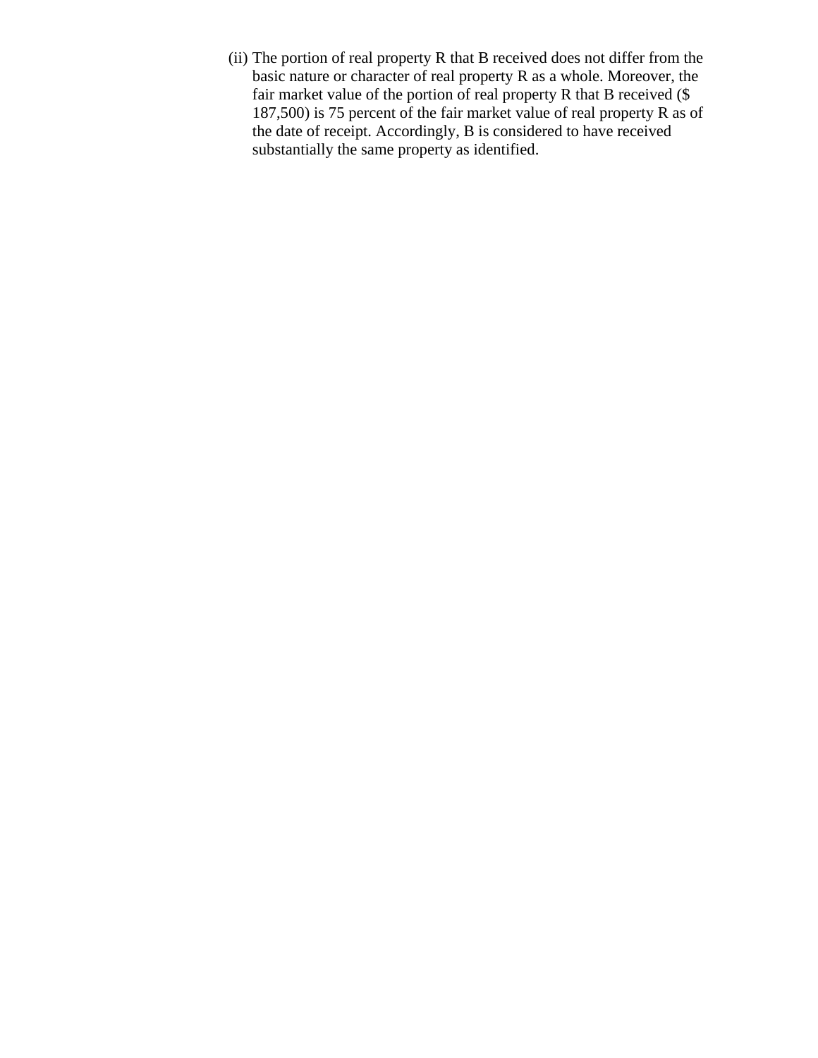(ii) The portion of real property R that B received does not differ from the basic nature or character of real property R as a whole. Moreover, the fair market value of the portion of real property R that B received ($ 187,500) is 75 percent of the fair market value of real property R as of the date of receipt. Accordingly, B is considered to have received substantially the same property as identified.